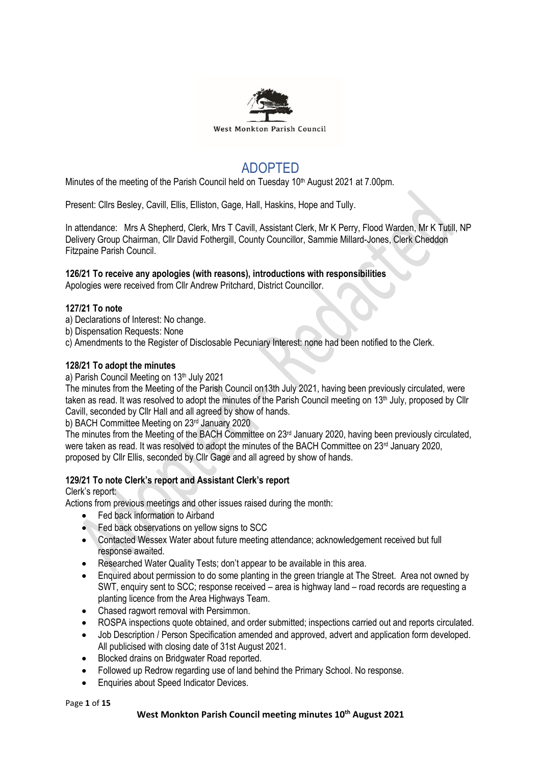West Monkton Parish Council

# ADOPTED

Minutes of the meeting of the Parish Council held on Tuesday 10th August 2021 at 7.00pm.

Present: Cllrs Besley, Cavill, Ellis, Elliston, Gage, Hall, Haskins, Hope and Tully.

In attendance: Mrs A Shepherd, Clerk, Mrs T Cavill, Assistant Clerk, Mr K Perry, Flood Warden, Mr K Tutill, NP Delivery Group Chairman, Cllr David Fothergill, County Councillor, Sammie Millard-Jones, Clerk Cheddon Fitzpaine Parish Council.

**126/21 To receive any apologies (with reasons), introductions with responsibilities**

Apologies were received from Cllr Andrew Pritchard, District Councillor.

**127/21 To note**

a) Declarations of Interest: No change.
b) Dispensation Requests: None
c) Amendments to the Register of Disclosable Pecuniary Interest: none had been notified to the Clerk.

**128/21 To adopt the minutes**

a) Parish Council Meeting on 13th July 2021

The minutes from the Meeting of the Parish Council on13th July 2021, having been previously circulated, were taken as read. It was resolved to adopt the minutes of the Parish Council meeting on 13th July, proposed by Cllr Cavill, seconded by Cllr Hall and all agreed by show of hands.

b) BACH Committee Meeting on 23rd January 2020

The minutes from the Meeting of the BACH Committee on 23rd January 2020, having been previously circulated, were taken as read. It was resolved to adopt the minutes of the BACH Committee on 23rd January 2020, proposed by Cllr Ellis, seconded by Cllr Gage and all agreed by show of hands.

**129/21 To note Clerk's report and Assistant Clerk's report**

Clerk's report:

Actions from previous meetings and other issues raised during the month:

- Fed back information to Airband
- Fed back observations on yellow signs to SCC
- Contacted Wessex Water about future meeting attendance; acknowledgement received but full response awaited.
- Researched Water Quality Tests; don't appear to be available in this area.
- Enquired about permission to do some planting in the green triangle at The Street. Area not owned by SWT, enquiry sent to SCC; response received – area is highway land – road records are requesting a planting licence from the Area Highways Team.
- Chased ragwort removal with Persimmon.
- ROSPA inspections quote obtained, and order submitted; inspections carried out and reports circulated.
- Job Description / Person Specification amended and approved, advert and application form developed. All publicised with closing date of 31st August 2021.
- Blocked drains on Bridgwater Road reported.
- Followed up Redrow regarding use of land behind the Primary School. No response.
- Enquiries about Speed Indicator Devices.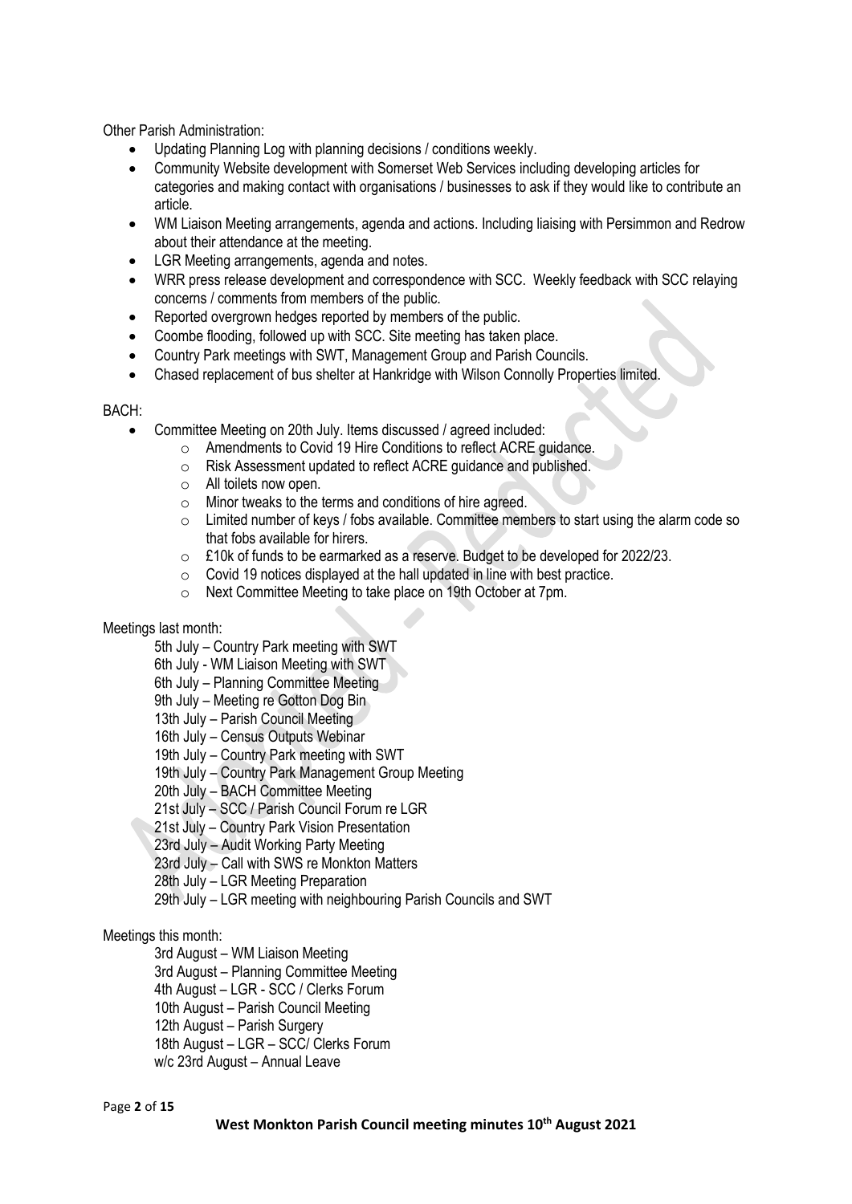Other Parish Administration:

- Updating Planning Log with planning decisions / conditions weekly.
- Community Website development with Somerset Web Services including developing articles for categories and making contact with organisations / businesses to ask if they would like to contribute an article.
- WM Liaison Meeting arrangements, agenda and actions. Including liaising with Persimmon and Redrow about their attendance at the meeting.
- LGR Meeting arrangements, agenda and notes.
- WRR press release development and correspondence with SCC. Weekly feedback with SCC relaying concerns / comments from members of the public.
- Reported overgrown hedges reported by members of the public.
- Coombe flooding, followed up with SCC. Site meeting has taken place.
- Country Park meetings with SWT, Management Group and Parish Councils.
- Chased replacement of bus shelter at Hankridge with Wilson Connolly Properties limited.

BACH:

- Committee Meeting on 20th July. Items discussed / agreed included:
  - Amendments to Covid 19 Hire Conditions to reflect ACRE guidance.
  - Risk Assessment updated to reflect ACRE guidance and published.
  - All toilets now open.
  - Minor tweaks to the terms and conditions of hire agreed.
  - Limited number of keys / fobs available. Committee members to start using the alarm code so that fobs available for hirers.
  - £10k of funds to be earmarked as a reserve. Budget to be developed for 2022/23.
  - Covid 19 notices displayed at the hall updated in line with best practice.
  - Next Committee Meeting to take place on 19th October at 7pm.

Meetings last month:

5th July – Country Park meeting with SWT
6th July - WM Liaison Meeting with SWT
6th July – Planning Committee Meeting
9th July – Meeting re Gotton Dog Bin
13th July – Parish Council Meeting
16th July – Census Outputs Webinar
19th July – Country Park meeting with SWT
19th July – Country Park Management Group Meeting
20th July – BACH Committee Meeting
21st July – SCC / Parish Council Forum re LGR
21st July – Country Park Vision Presentation
23rd July – Audit Working Party Meeting
23rd July – Call with SWS re Monkton Matters
28th July – LGR Meeting Preparation
29th July – LGR meeting with neighbouring Parish Councils and SWT

Meetings this month:

3rd August – WM Liaison Meeting
3rd August – Planning Committee Meeting
4th August – LGR - SCC / Clerks Forum
10th August – Parish Council Meeting
12th August – Parish Surgery
18th August – LGR – SCC/ Clerks Forum
w/c 23rd August – Annual Leave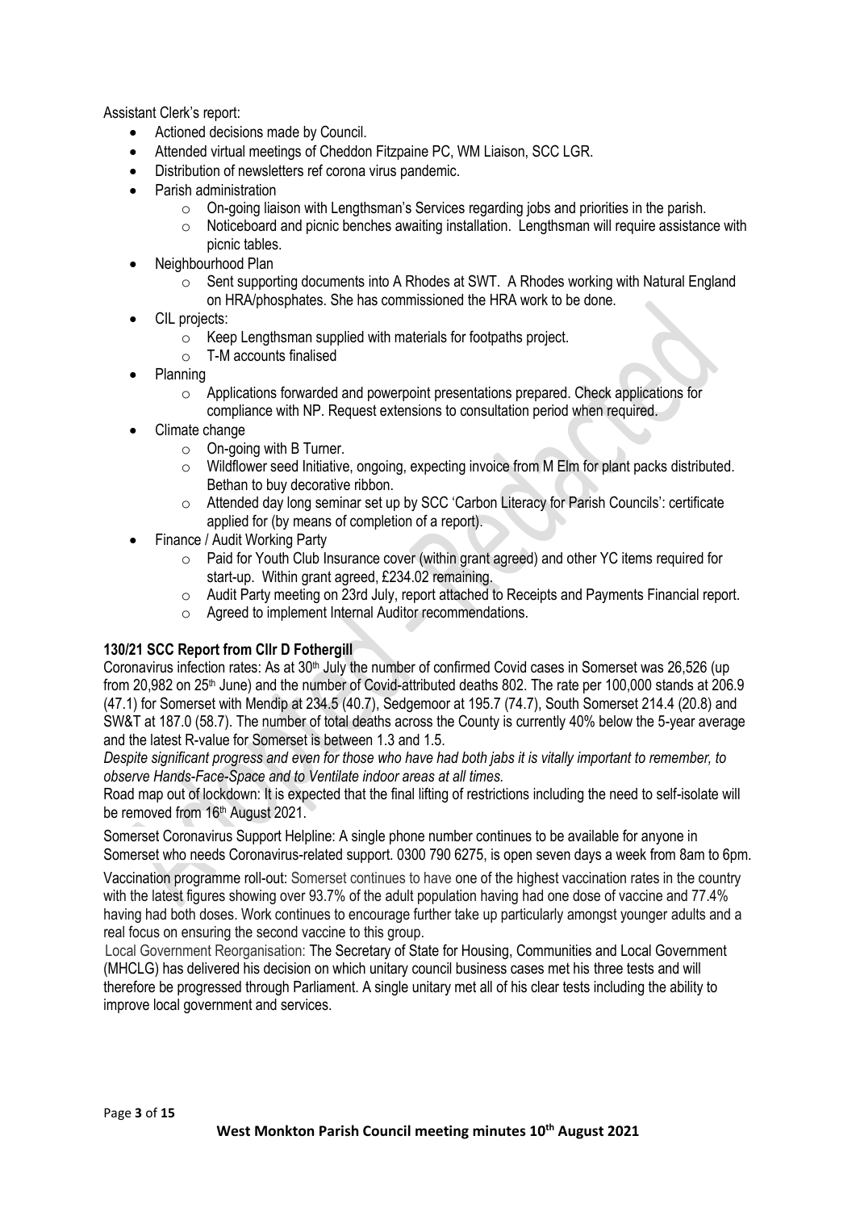Assistant Clerk's report:

- Actioned decisions made by Council.
- Attended virtual meetings of Cheddon Fitzpaine PC, WM Liaison, SCC LGR.
- Distribution of newsletters ref corona virus pandemic.
- Parish administration
  - On-going liaison with Lengthsman's Services regarding jobs and priorities in the parish.
  - Noticeboard and picnic benches awaiting installation. Lengthsman will require assistance with picnic tables.
- Neighbourhood Plan
  - Sent supporting documents into A Rhodes at SWT. A Rhodes working with Natural England on HRA/phosphates. She has commissioned the HRA work to be done.
- CIL projects:
  - Keep Lengthsman supplied with materials for footpaths project.
  - T-M accounts finalised
- Planning
  - Applications forwarded and powerpoint presentations prepared. Check applications for compliance with NP. Request extensions to consultation period when required.
- Climate change
  - On-going with B Turner.
  - Wildflower seed Initiative, ongoing, expecting invoice from M Elm for plant packs distributed. Bethan to buy decorative ribbon.
  - Attended day long seminar set up by SCC 'Carbon Literacy for Parish Councils': certificate applied for (by means of completion of a report).
- Finance / Audit Working Party
  - Paid for Youth Club Insurance cover (within grant agreed) and other YC items required for start-up. Within grant agreed, £234.02 remaining.
  - Audit Party meeting on 23rd July, report attached to Receipts and Payments Financial report.
  - Agreed to implement Internal Auditor recommendations.

**130/21 SCC Report from Cllr D Fothergill**

Coronavirus infection rates: As at 30th July the number of confirmed Covid cases in Somerset was 26,526 (up from 20,982 on 25th June) and the number of Covid-attributed deaths 802. The rate per 100,000 stands at 206.9 (47.1) for Somerset with Mendip at 234.5 (40.7), Sedgemoor at 195.7 (74.7), South Somerset 214.4 (20.8) and SW&T at 187.0 (58.7). The number of total deaths across the County is currently 40% below the 5-year average and the latest R-value for Somerset is between 1.3 and 1.5.

*Despite significant progress and even for those who have had both jabs it is vitally important to remember, to observe Hands-Face-Space and to Ventilate indoor areas at all times.*

Road map out of lockdown: It is expected that the final lifting of restrictions including the need to self-isolate will be removed from 16th August 2021.

Somerset Coronavirus Support Helpline: A single phone number continues to be available for anyone in Somerset who needs Coronavirus-related support. 0300 790 6275, is open seven days a week from 8am to 6pm.

Vaccination programme roll-out: Somerset continues to have one of the highest vaccination rates in the country with the latest figures showing over 93.7% of the adult population having had one dose of vaccine and 77.4% having had both doses. Work continues to encourage further take up particularly amongst younger adults and a real focus on ensuring the second vaccine to this group.

Local Government Reorganisation: The Secretary of State for Housing, Communities and Local Government (MHCLG) has delivered his decision on which unitary council business cases met his three tests and will therefore be progressed through Parliament. A single unitary met all of his clear tests including the ability to improve local government and services.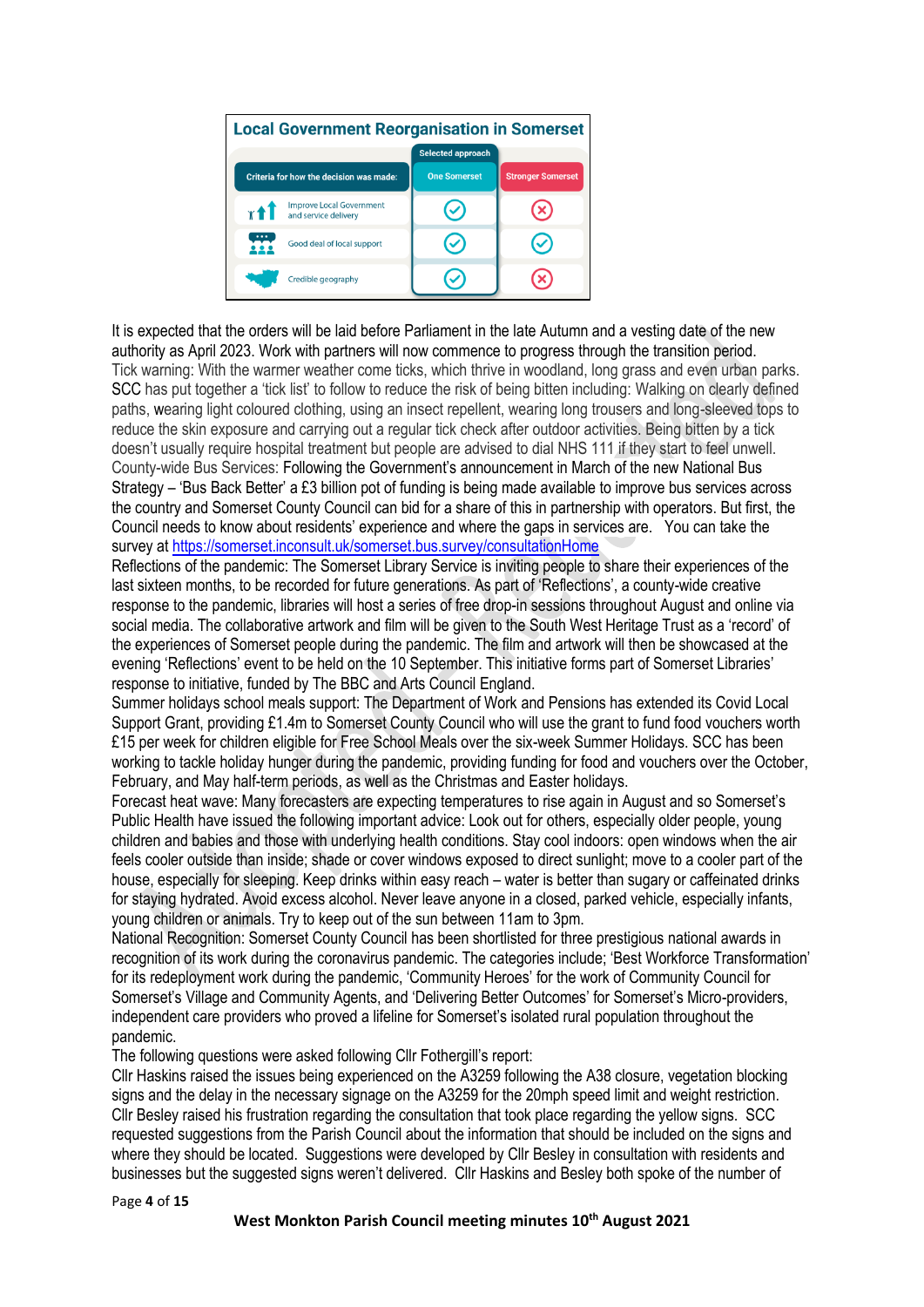| Local Government Reorganisation in Somerset | | |
|---|---|---|
| | Selected approach | |
| Criteria for how the decision was made: | One Somerset | Stronger Somerset |
| Improve Local Government and service delivery | ✓ | ✗ |
| Good deal of local support | ✓ | ✓ |
| Credible geography | ✓ | ✗ |

It is expected that the orders will be laid before Parliament in the late Autumn and a vesting date of the new authority as April 2023. Work with partners will now commence to progress through the transition period.
Tick warning: With the warmer weather come ticks, which thrive in woodland, long grass and even urban parks. SCC has put together a 'tick list' to follow to reduce the risk of being bitten including: Walking on clearly defined paths, wearing light coloured clothing, using an insect repellent, wearing long trousers and long-sleeved tops to reduce the skin exposure and carrying out a regular tick check after outdoor activities. Being bitten by a tick doesn't usually require hospital treatment but people are advised to dial NHS 111 if they start to feel unwell.
County-wide Bus Services: Following the Government's announcement in March of the new National Bus Strategy – 'Bus Back Better' a £3 billion pot of funding is being made available to improve bus services across the country and Somerset County Council can bid for a share of this in partnership with operators. But first, the Council needs to know about residents' experience and where the gaps in services are. You can take the survey at https://somerset.inconsult.uk/somerset.bus.survey/consultationHome
Reflections of the pandemic: The Somerset Library Service is inviting people to share their experiences of the last sixteen months, to be recorded for future generations. As part of 'Reflections', a county-wide creative response to the pandemic, libraries will host a series of free drop-in sessions throughout August and online via social media. The collaborative artwork and film will be given to the South West Heritage Trust as a 'record' of the experiences of Somerset people during the pandemic. The film and artwork will then be showcased at the evening 'Reflections' event to be held on the 10 September. This initiative forms part of Somerset Libraries' response to initiative, funded by The BBC and Arts Council England.
Summer holidays school meals support: The Department of Work and Pensions has extended its Covid Local Support Grant, providing £1.4m to Somerset County Council who will use the grant to fund food vouchers worth £15 per week for children eligible for Free School Meals over the six-week Summer Holidays. SCC has been working to tackle holiday hunger during the pandemic, providing funding for food and vouchers over the October, February, and May half-term periods, as well as the Christmas and Easter holidays.
Forecast heat wave: Many forecasters are expecting temperatures to rise again in August and so Somerset's Public Health have issued the following important advice: Look out for others, especially older people, young children and babies and those with underlying health conditions. Stay cool indoors: open windows when the air feels cooler outside than inside; shade or cover windows exposed to direct sunlight; move to a cooler part of the house, especially for sleeping. Keep drinks within easy reach – water is better than sugary or caffeinated drinks for staying hydrated. Avoid excess alcohol. Never leave anyone in a closed, parked vehicle, especially infants, young children or animals. Try to keep out of the sun between 11am to 3pm.
National Recognition: Somerset County Council has been shortlisted for three prestigious national awards in recognition of its work during the coronavirus pandemic. The categories include; 'Best Workforce Transformation' for its redeployment work during the pandemic, 'Community Heroes' for the work of Community Council for Somerset's Village and Community Agents, and 'Delivering Better Outcomes' for Somerset's Micro-providers, independent care providers who proved a lifeline for Somerset's isolated rural population throughout the pandemic.
The following questions were asked following Cllr Fothergill's report:
Cllr Haskins raised the issues being experienced on the A3259 following the A38 closure, vegetation blocking signs and the delay in the necessary signage on the A3259 for the 20mph speed limit and weight restriction.
Cllr Besley raised his frustration regarding the consultation that took place regarding the yellow signs. SCC requested suggestions from the Parish Council about the information that should be included on the signs and where they should be located. Suggestions were developed by Cllr Besley in consultation with residents and businesses but the suggested signs weren't delivered. Cllr Haskins and Besley both spoke of the number of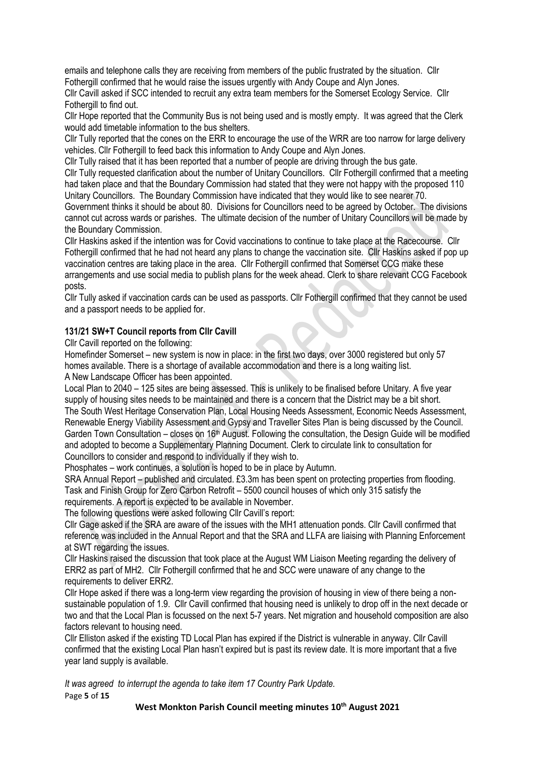emails and telephone calls they are receiving from members of the public frustrated by the situation. Cllr Fothergill confirmed that he would raise the issues urgently with Andy Coupe and Alyn Jones.

Cllr Cavill asked if SCC intended to recruit any extra team members for the Somerset Ecology Service. Cllr Fothergill to find out.

Cllr Hope reported that the Community Bus is not being used and is mostly empty. It was agreed that the Clerk would add timetable information to the bus shelters.

Cllr Tully reported that the cones on the ERR to encourage the use of the WRR are too narrow for large delivery vehicles. Cllr Fothergill to feed back this information to Andy Coupe and Alyn Jones.

Cllr Tully raised that it has been reported that a number of people are driving through the bus gate.

Cllr Tully requested clarification about the number of Unitary Councillors. Cllr Fothergill confirmed that a meeting had taken place and that the Boundary Commission had stated that they were not happy with the proposed 110 Unitary Councillors. The Boundary Commission have indicated that they would like to see nearer 70. Government thinks it should be about 80. Divisions for Councillors need to be agreed by October. The divisions cannot cut across wards or parishes. The ultimate decision of the number of Unitary Councillors will be made by the Boundary Commission.

Cllr Haskins asked if the intention was for Covid vaccinations to continue to take place at the Racecourse. Cllr Fothergill confirmed that he had not heard any plans to change the vaccination site. Cllr Haskins asked if pop up vaccination centres are taking place in the area. Cllr Fothergill confirmed that Somerset CCG make these arrangements and use social media to publish plans for the week ahead. Clerk to share relevant CCG Facebook posts.

Cllr Tully asked if vaccination cards can be used as passports. Cllr Fothergill confirmed that they cannot be used and a passport needs to be applied for.

**131/21 SW+T Council reports from Cllr Cavill**

Cllr Cavill reported on the following:

Homefinder Somerset – new system is now in place: in the first two days, over 3000 registered but only 57 homes available. There is a shortage of available accommodation and there is a long waiting list.

A New Landscape Officer has been appointed.

Local Plan to 2040 – 125 sites are being assessed. This is unlikely to be finalised before Unitary. A five year supply of housing sites needs to be maintained and there is a concern that the District may be a bit short.

The South West Heritage Conservation Plan, Local Housing Needs Assessment, Economic Needs Assessment, Renewable Energy Viability Assessment and Gypsy and Traveller Sites Plan is being discussed by the Council.

Garden Town Consultation – closes on 16th August. Following the consultation, the Design Guide will be modified and adopted to become a Supplementary Planning Document. Clerk to circulate link to consultation for Councillors to consider and respond to individually if they wish to.

Phosphates – work continues, a solution is hoped to be in place by Autumn.

SRA Annual Report – published and circulated. £3.3m has been spent on protecting properties from flooding.

Task and Finish Group for Zero Carbon Retrofit – 5500 council houses of which only 315 satisfy the requirements. A report is expected to be available in November.

The following questions were asked following Cllr Cavill's report:

Cllr Gage asked if the SRA are aware of the issues with the MH1 attenuation ponds. Cllr Cavill confirmed that reference was included in the Annual Report and that the SRA and LLFA are liaising with Planning Enforcement at SWT regarding the issues.

Cllr Haskins raised the discussion that took place at the August WM Liaison Meeting regarding the delivery of ERR2 as part of MH2. Cllr Fothergill confirmed that he and SCC were unaware of any change to the requirements to deliver ERR2.

Cllr Hope asked if there was a long-term view regarding the provision of housing in view of there being a non-sustainable population of 1.9. Cllr Cavill confirmed that housing need is unlikely to drop off in the next decade or two and that the Local Plan is focussed on the next 5-7 years. Net migration and household composition are also factors relevant to housing need.

Cllr Elliston asked if the existing TD Local Plan has expired if the District is vulnerable in anyway. Cllr Cavill confirmed that the existing Local Plan hasn't expired but is past its review date. It is more important that a five year land supply is available.

*It was agreed to interrupt the agenda to take item 17 Country Park Update.*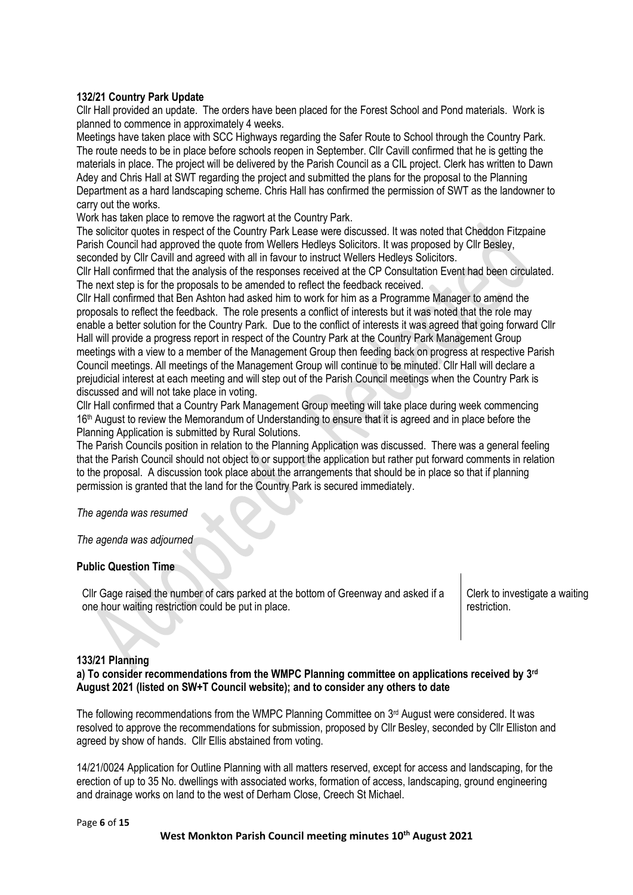**132/21 Country Park Update**

Cllr Hall provided an update. The orders have been placed for the Forest School and Pond materials. Work is planned to commence in approximately 4 weeks.

Meetings have taken place with SCC Highways regarding the Safer Route to School through the Country Park. The route needs to be in place before schools reopen in September. Cllr Cavill confirmed that he is getting the materials in place. The project will be delivered by the Parish Council as a CIL project. Clerk has written to Dawn Adey and Chris Hall at SWT regarding the project and submitted the plans for the proposal to the Planning Department as a hard landscaping scheme. Chris Hall has confirmed the permission of SWT as the landowner to carry out the works.

Work has taken place to remove the ragwort at the Country Park.

The solicitor quotes in respect of the Country Park Lease were discussed. It was noted that Cheddon Fitzpaine Parish Council had approved the quote from Wellers Hedleys Solicitors. It was proposed by Cllr Besley, seconded by Cllr Cavill and agreed with all in favour to instruct Wellers Hedleys Solicitors.

Cllr Hall confirmed that the analysis of the responses received at the CP Consultation Event had been circulated. The next step is for the proposals to be amended to reflect the feedback received.

Cllr Hall confirmed that Ben Ashton had asked him to work for him as a Programme Manager to amend the proposals to reflect the feedback. The role presents a conflict of interests but it was noted that the role may enable a better solution for the Country Park. Due to the conflict of interests it was agreed that going forward Cllr Hall will provide a progress report in respect of the Country Park at the Country Park Management Group meetings with a view to a member of the Management Group then feeding back on progress at respective Parish Council meetings. All meetings of the Management Group will continue to be minuted. Cllr Hall will declare a prejudicial interest at each meeting and will step out of the Parish Council meetings when the Country Park is discussed and will not take place in voting.

Cllr Hall confirmed that a Country Park Management Group meeting will take place during week commencing 16th August to review the Memorandum of Understanding to ensure that it is agreed and in place before the Planning Application is submitted by Rural Solutions.

The Parish Councils position in relation to the Planning Application was discussed. There was a general feeling that the Parish Council should not object to or support the application but rather put forward comments in relation to the proposal. A discussion took place about the arrangements that should be in place so that if planning permission is granted that the land for the Country Park is secured immediately.

*The agenda was resumed*

*The agenda was adjourned*

**Public Question Time**

| | |
|---|---|
| Cllr Gage raised the number of cars parked at the bottom of Greenway and asked if a one hour waiting restriction could be put in place. | Clerk to investigate a waiting restriction. |

**133/21 Planning**

**a) To consider recommendations from the WMPC Planning committee on applications received by 3rd August 2021 (listed on SW+T Council website); and to consider any others to date**

The following recommendations from the WMPC Planning Committee on 3rd August were considered. It was resolved to approve the recommendations for submission, proposed by Cllr Besley, seconded by Cllr Elliston and agreed by show of hands. Cllr Ellis abstained from voting.

14/21/0024 Application for Outline Planning with all matters reserved, except for access and landscaping, for the erection of up to 35 No. dwellings with associated works, formation of access, landscaping, ground engineering and drainage works on land to the west of Derham Close, Creech St Michael.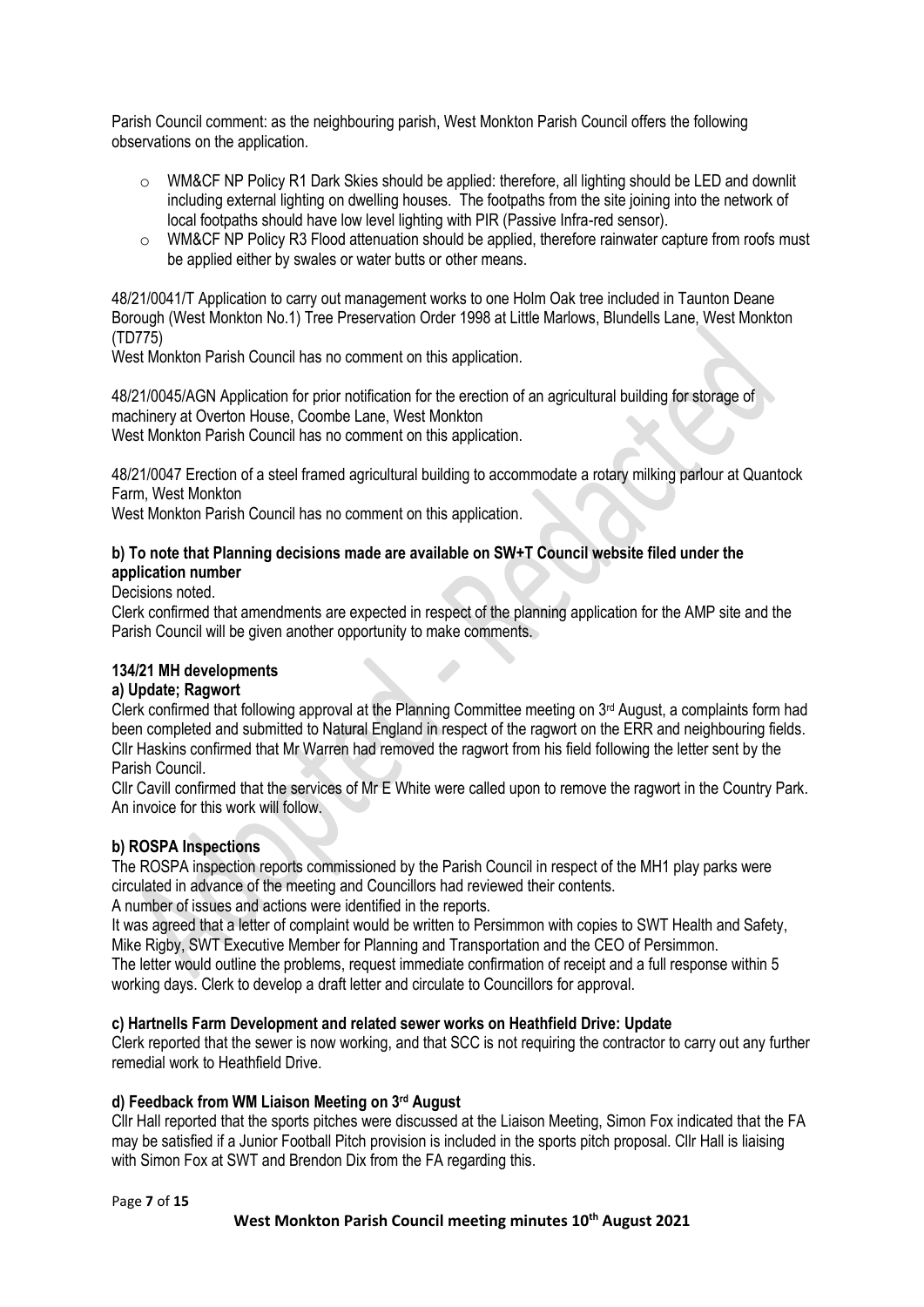Parish Council comment: as the neighbouring parish, West Monkton Parish Council offers the following observations on the application.

- WM&CF NP Policy R1 Dark Skies should be applied: therefore, all lighting should be LED and downlit including external lighting on dwelling houses. The footpaths from the site joining into the network of local footpaths should have low level lighting with PIR (Passive Infra-red sensor).
- WM&CF NP Policy R3 Flood attenuation should be applied, therefore rainwater capture from roofs must be applied either by swales or water butts or other means.

48/21/0041/T Application to carry out management works to one Holm Oak tree included in Taunton Deane Borough (West Monkton No.1) Tree Preservation Order 1998 at Little Marlows, Blundells Lane, West Monkton (TD775)
West Monkton Parish Council has no comment on this application.

48/21/0045/AGN Application for prior notification for the erection of an agricultural building for storage of machinery at Overton House, Coombe Lane, West Monkton
West Monkton Parish Council has no comment on this application.

48/21/0047 Erection of a steel framed agricultural building to accommodate a rotary milking parlour at Quantock Farm, West Monkton
West Monkton Parish Council has no comment on this application.

**b) To note that Planning decisions made are available on SW+T Council website filed under the application number**

Decisions noted.
Clerk confirmed that amendments are expected in respect of the planning application for the AMP site and the Parish Council will be given another opportunity to make comments.

**134/21 MH developments**

**a) Update; Ragwort**

Clerk confirmed that following approval at the Planning Committee meeting on 3rd August, a complaints form had been completed and submitted to Natural England in respect of the ragwort on the ERR and neighbouring fields.
Cllr Haskins confirmed that Mr Warren had removed the ragwort from his field following the letter sent by the Parish Council.
Cllr Cavill confirmed that the services of Mr E White were called upon to remove the ragwort in the Country Park. An invoice for this work will follow.

**b) ROSPA Inspections**

The ROSPA inspection reports commissioned by the Parish Council in respect of the MH1 play parks were circulated in advance of the meeting and Councillors had reviewed their contents.
A number of issues and actions were identified in the reports.
It was agreed that a letter of complaint would be written to Persimmon with copies to SWT Health and Safety, Mike Rigby, SWT Executive Member for Planning and Transportation and the CEO of Persimmon.
The letter would outline the problems, request immediate confirmation of receipt and a full response within 5 working days. Clerk to develop a draft letter and circulate to Councillors for approval.

**c) Hartnells Farm Development and related sewer works on Heathfield Drive: Update**

Clerk reported that the sewer is now working, and that SCC is not requiring the contractor to carry out any further remedial work to Heathfield Drive.

**d) Feedback from WM Liaison Meeting on 3rd August**

Cllr Hall reported that the sports pitches were discussed at the Liaison Meeting, Simon Fox indicated that the FA may be satisfied if a Junior Football Pitch provision is included in the sports pitch proposal. Cllr Hall is liaising with Simon Fox at SWT and Brendon Dix from the FA regarding this.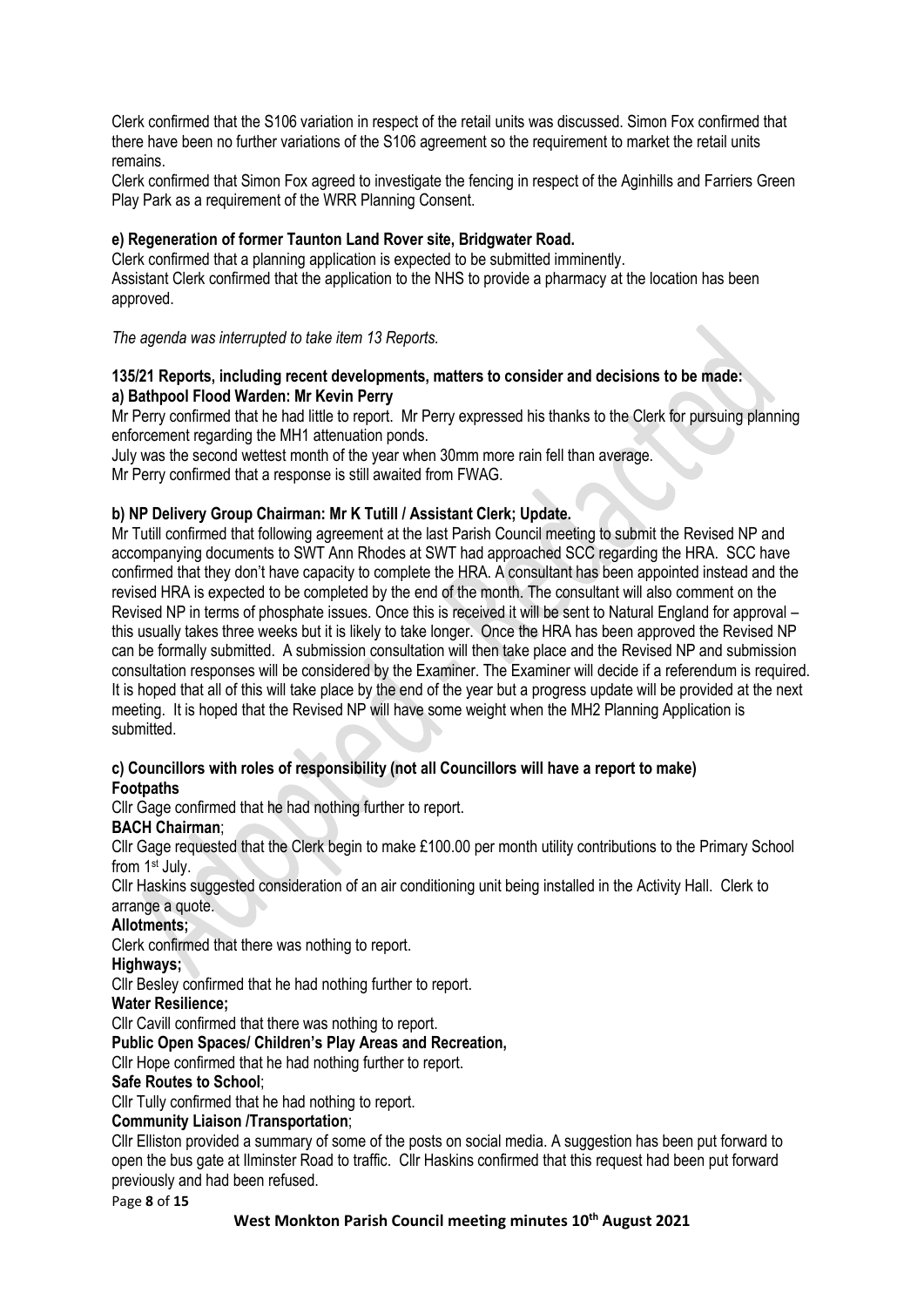Clerk confirmed that the S106 variation in respect of the retail units was discussed. Simon Fox confirmed that there have been no further variations of the S106 agreement so the requirement to market the retail units remains.

Clerk confirmed that Simon Fox agreed to investigate the fencing in respect of the Aginhills and Farriers Green Play Park as a requirement of the WRR Planning Consent.

**e) Regeneration of former Taunton Land Rover site, Bridgwater Road.**

Clerk confirmed that a planning application is expected to be submitted imminently.

Assistant Clerk confirmed that the application to the NHS to provide a pharmacy at the location has been approved.

*The agenda was interrupted to take item 13 Reports.*

**135/21 Reports, including recent developments, matters to consider and decisions to be made:**

**a) Bathpool Flood Warden: Mr Kevin Perry**

Mr Perry confirmed that he had little to report. Mr Perry expressed his thanks to the Clerk for pursuing planning enforcement regarding the MH1 attenuation ponds.

July was the second wettest month of the year when 30mm more rain fell than average.

Mr Perry confirmed that a response is still awaited from FWAG.

**b) NP Delivery Group Chairman: Mr K Tutill / Assistant Clerk; Update.**

Mr Tutill confirmed that following agreement at the last Parish Council meeting to submit the Revised NP and accompanying documents to SWT Ann Rhodes at SWT had approached SCC regarding the HRA. SCC have confirmed that they don't have capacity to complete the HRA. A consultant has been appointed instead and the revised HRA is expected to be completed by the end of the month. The consultant will also comment on the Revised NP in terms of phosphate issues. Once this is received it will be sent to Natural England for approval – this usually takes three weeks but it is likely to take longer. Once the HRA has been approved the Revised NP can be formally submitted. A submission consultation will then take place and the Revised NP and submission consultation responses will be considered by the Examiner. The Examiner will decide if a referendum is required. It is hoped that all of this will take place by the end of the year but a progress update will be provided at the next meeting. It is hoped that the Revised NP will have some weight when the MH2 Planning Application is submitted.

**c) Councillors with roles of responsibility (not all Councillors will have a report to make)**

**Footpaths**

Cllr Gage confirmed that he had nothing further to report.

**BACH Chairman**;

Cllr Gage requested that the Clerk begin to make £100.00 per month utility contributions to the Primary School from 1st July.

Cllr Haskins suggested consideration of an air conditioning unit being installed in the Activity Hall. Clerk to arrange a quote.

**Allotments;**

Clerk confirmed that there was nothing to report.

**Highways;**

Cllr Besley confirmed that he had nothing further to report.

**Water Resilience;**

Cllr Cavill confirmed that there was nothing to report.

**Public Open Spaces/ Children's Play Areas and Recreation,**

Cllr Hope confirmed that he had nothing further to report.

**Safe Routes to School**;

Cllr Tully confirmed that he had nothing to report.

**Community Liaison /Transportation**;

Cllr Elliston provided a summary of some of the posts on social media. A suggestion has been put forward to open the bus gate at Ilminster Road to traffic. Cllr Haskins confirmed that this request had been put forward previously and had been refused.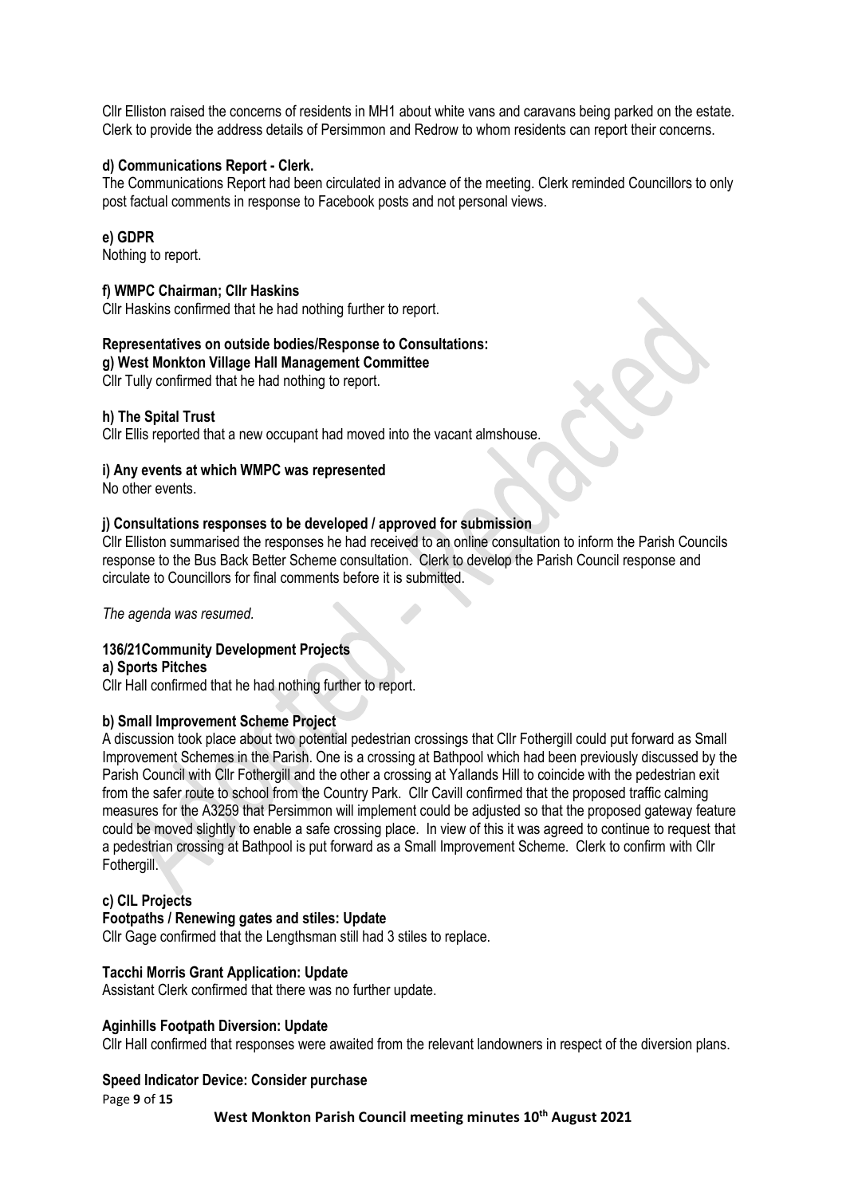Cllr Elliston raised the concerns of residents in MH1 about white vans and caravans being parked on the estate. Clerk to provide the address details of Persimmon and Redrow to whom residents can report their concerns.

**d) Communications Report - Clerk.**

The Communications Report had been circulated in advance of the meeting. Clerk reminded Councillors to only post factual comments in response to Facebook posts and not personal views.

**e) GDPR**

Nothing to report.

**f) WMPC Chairman; Cllr Haskins**

Cllr Haskins confirmed that he had nothing further to report.

**Representatives on outside bodies/Response to Consultations:**

**g) West Monkton Village Hall Management Committee**

Cllr Tully confirmed that he had nothing to report.

**h) The Spital Trust**

Cllr Ellis reported that a new occupant had moved into the vacant almshouse.

**i) Any events at which WMPC was represented**

No other events.

**j) Consultations responses to be developed / approved for submission**

Cllr Elliston summarised the responses he had received to an online consultation to inform the Parish Councils response to the Bus Back Better Scheme consultation. Clerk to develop the Parish Council response and circulate to Councillors for final comments before it is submitted.

*The agenda was resumed.*

**136/21Community Development Projects**

**a) Sports Pitches**

Cllr Hall confirmed that he had nothing further to report.

**b) Small Improvement Scheme Project**

A discussion took place about two potential pedestrian crossings that Cllr Fothergill could put forward as Small Improvement Schemes in the Parish. One is a crossing at Bathpool which had been previously discussed by the Parish Council with Cllr Fothergill and the other a crossing at Yallands Hill to coincide with the pedestrian exit from the safer route to school from the Country Park. Cllr Cavill confirmed that the proposed traffic calming measures for the A3259 that Persimmon will implement could be adjusted so that the proposed gateway feature could be moved slightly to enable a safe crossing place. In view of this it was agreed to continue to request that a pedestrian crossing at Bathpool is put forward as a Small Improvement Scheme. Clerk to confirm with Cllr Fothergill.

**c) CIL Projects**

**Footpaths / Renewing gates and stiles: Update**

Cllr Gage confirmed that the Lengthsman still had 3 stiles to replace.

**Tacchi Morris Grant Application: Update**

Assistant Clerk confirmed that there was no further update.

**Aginhills Footpath Diversion: Update**

Cllr Hall confirmed that responses were awaited from the relevant landowners in respect of the diversion plans.

**Speed Indicator Device: Consider purchase**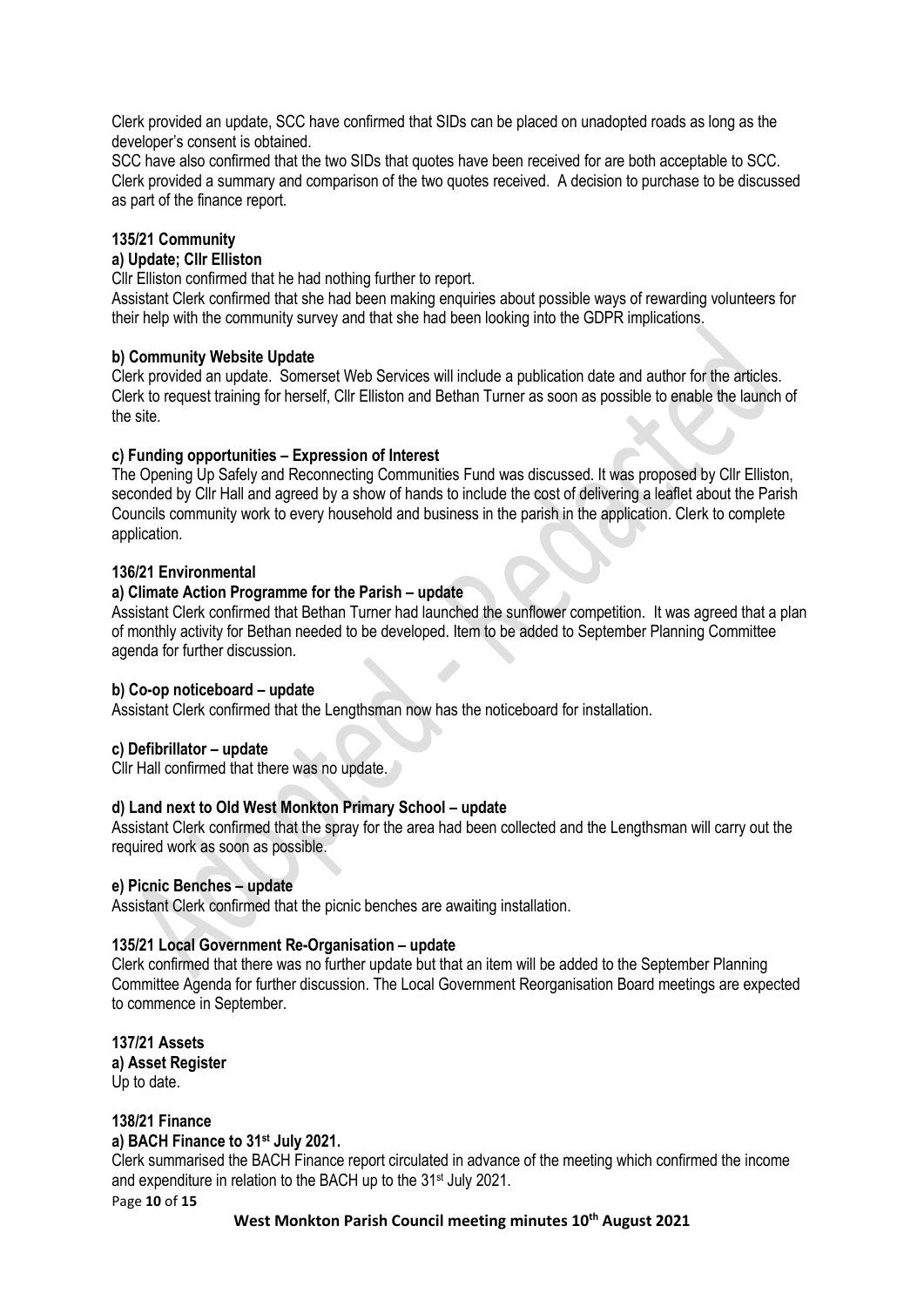Clerk provided an update, SCC have confirmed that SIDs can be placed on unadopted roads as long as the developer's consent is obtained.
SCC have also confirmed that the two SIDs that quotes have been received for are both acceptable to SCC. Clerk provided a summary and comparison of the two quotes received. A decision to purchase to be discussed as part of the finance report.

**135/21 Community**

**a) Update; Cllr Elliston**

Cllr Elliston confirmed that he had nothing further to report.
Assistant Clerk confirmed that she had been making enquiries about possible ways of rewarding volunteers for their help with the community survey and that she had been looking into the GDPR implications.

**b) Community Website Update**

Clerk provided an update. Somerset Web Services will include a publication date and author for the articles. Clerk to request training for herself, Cllr Elliston and Bethan Turner as soon as possible to enable the launch of the site.

**c) Funding opportunities – Expression of Interest**

The Opening Up Safely and Reconnecting Communities Fund was discussed. It was proposed by Cllr Elliston, seconded by Cllr Hall and agreed by a show of hands to include the cost of delivering a leaflet about the Parish Councils community work to every household and business in the parish in the application. Clerk to complete application.

**136/21 Environmental**

**a) Climate Action Programme for the Parish – update**

Assistant Clerk confirmed that Bethan Turner had launched the sunflower competition. It was agreed that a plan of monthly activity for Bethan needed to be developed. Item to be added to September Planning Committee agenda for further discussion.

**b) Co-op noticeboard – update**

Assistant Clerk confirmed that the Lengthsman now has the noticeboard for installation.

**c) Defibrillator – update**

Cllr Hall confirmed that there was no update.

**d) Land next to Old West Monkton Primary School – update**

Assistant Clerk confirmed that the spray for the area had been collected and the Lengthsman will carry out the required work as soon as possible.

**e) Picnic Benches – update**

Assistant Clerk confirmed that the picnic benches are awaiting installation.

**135/21 Local Government Re-Organisation – update**

Clerk confirmed that there was no further update but that an item will be added to the September Planning Committee Agenda for further discussion. The Local Government Reorganisation Board meetings are expected to commence in September.

**137/21 Assets**

**a) Asset Register**

Up to date.

**138/21 Finance**

**a) BACH Finance to 31st July 2021.**

Clerk summarised the BACH Finance report circulated in advance of the meeting which confirmed the income and expenditure in relation to the BACH up to the 31st July 2021.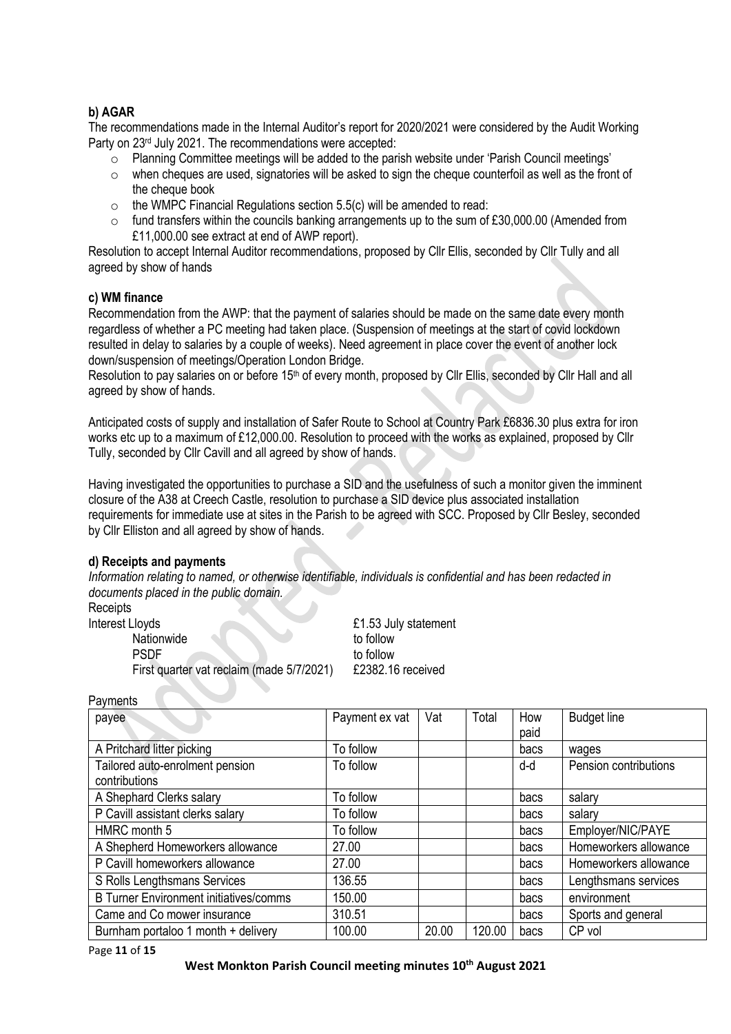**b) AGAR**

The recommendations made in the Internal Auditor's report for 2020/2021 were considered by the Audit Working Party on 23rd July 2021. The recommendations were accepted:

- Planning Committee meetings will be added to the parish website under 'Parish Council meetings'
- when cheques are used, signatories will be asked to sign the cheque counterfoil as well as the front of the cheque book
- the WMPC Financial Regulations section 5.5(c) will be amended to read:
- fund transfers within the councils banking arrangements up to the sum of £30,000.00 (Amended from £11,000.00 see extract at end of AWP report).

Resolution to accept Internal Auditor recommendations, proposed by Cllr Ellis, seconded by Cllr Tully and all agreed by show of hands

**c) WM finance**

Recommendation from the AWP: that the payment of salaries should be made on the same date every month regardless of whether a PC meeting had taken place. (Suspension of meetings at the start of covid lockdown resulted in delay to salaries by a couple of weeks). Need agreement in place cover the event of another lock down/suspension of meetings/Operation London Bridge.

Resolution to pay salaries on or before 15th of every month, proposed by Cllr Ellis, seconded by Cllr Hall and all agreed by show of hands.

Anticipated costs of supply and installation of Safer Route to School at Country Park £6836.30 plus extra for iron works etc up to a maximum of £12,000.00. Resolution to proceed with the works as explained, proposed by Cllr Tully, seconded by Cllr Cavill and all agreed by show of hands.

Having investigated the opportunities to purchase a SID and the usefulness of such a monitor given the imminent closure of the A38 at Creech Castle, resolution to purchase a SID device plus associated installation requirements for immediate use at sites in the Parish to be agreed with SCC. Proposed by Cllr Besley, seconded by Cllr Elliston and all agreed by show of hands.

**d) Receipts and payments**

*Information relating to named, or otherwise identifiable, individuals is confidential and has been redacted in documents placed in the public domain.*

Receipts

| | |
|---|---|
| Interest Lloyds | £1.53 July statement |
| Nationwide | to follow |
| PSDF | to follow |
| First quarter vat reclaim (made 5/7/2021) | £2382.16 received |

Payments

| payee | Payment ex vat | Vat | Total | How paid | Budget line |
|---|---|---|---|---|---|
| A Pritchard litter picking | To follow | | | bacs | wages |
| Tailored auto-enrolment pension contributions | To follow | | | d-d | Pension contributions |
| A Shephard Clerks salary | To follow | | | bacs | salary |
| P Cavill assistant clerks salary | To follow | | | bacs | salary |
| HMRC month 5 | To follow | | | bacs | Employer/NIC/PAYE |
| A Shepherd Homeworkers allowance | 27.00 | | | bacs | Homeworkers allowance |
| P Cavill homeworkers allowance | 27.00 | | | bacs | Homeworkers allowance |
| S Rolls Lengthsmans Services | 136.55 | | | bacs | Lengthsmans services |
| B Turner Environment initiatives/comms | 150.00 | | | bacs | environment |
| Came and Co mower insurance | 310.51 | | | bacs | Sports and general |
| Burnham portaloo 1 month + delivery | 100.00 | 20.00 | 120.00 | bacs | CP vol |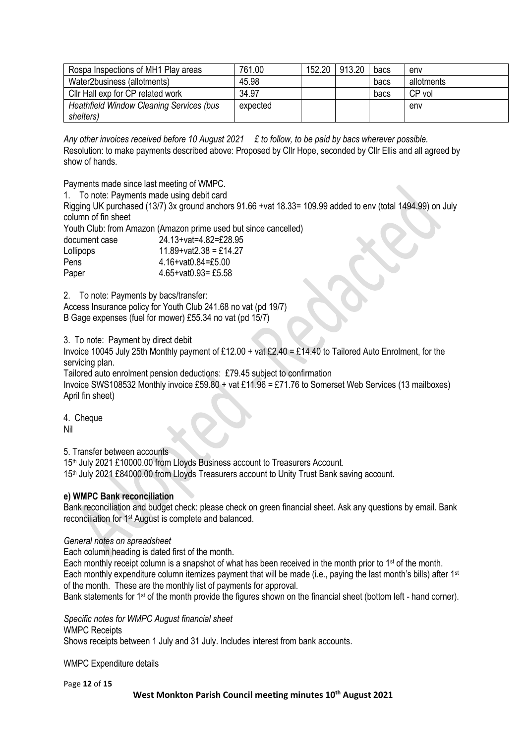| | | | | | |
|---|---|---|---|---|---|
| Rospa Inspections of MH1 Play areas | 761.00 | 152.20 | 913.20 | bacs | env |
| Water2business (allotments) | 45.98 | | | bacs | allotments |
| Cllr Hall exp for CP related work | 34.97 | | | bacs | CP vol |
| *Heathfield Window Cleaning Services (bus shelters)* | expected | | | | env |

*Any other invoices received before 10 August 2021 £ to follow, to be paid by bacs wherever possible.*
Resolution: to make payments described above: Proposed by Cllr Hope, seconded by Cllr Ellis and all agreed by show of hands.

Payments made since last meeting of WMPC.

1. To note: Payments made using debit card

Rigging UK purchased (13/7) 3x ground anchors 91.66 +vat 18.33= 109.99 added to env (total 1494.99) on July column of fin sheet

Youth Club: from Amazon (Amazon prime used but since cancelled)

| | |
|---|---|
| document case | 24.13+vat=4.82=£28.95 |
| Lollipops | 11.89+vat2.38 = £14.27 |
| Pens | 4.16+vat0.84=£5.00 |
| Paper | 4.65+vat0.93= £5.58 |

2. To note: Payments by bacs/transfer:

Access Insurance policy for Youth Club 241.68 no vat (pd 19/7)
B Gage expenses (fuel for mower) £55.34 no vat (pd 15/7)

3. To note: Payment by direct debit

Invoice 10045 July 25th Monthly payment of £12.00 + vat £2.40 = £14.40 to Tailored Auto Enrolment, for the servicing plan.
Tailored auto enrolment pension deductions: £79.45 subject to confirmation
Invoice SWS108532 Monthly invoice £59.80 + vat £11.96 = £71.76 to Somerset Web Services (13 mailboxes) April fin sheet)

4. Cheque

Nil

5. Transfer between accounts

15th July 2021 £10000.00 from Lloyds Business account to Treasurers Account.
15th July 2021 £84000.00 from Lloyds Treasurers account to Unity Trust Bank saving account.

**e) WMPC Bank reconciliation**

Bank reconciliation and budget check: please check on green financial sheet. Ask any questions by email. Bank reconciliation for 1st August is complete and balanced.

*General notes on spreadsheet*

Each column heading is dated first of the month.
Each monthly receipt column is a snapshot of what has been received in the month prior to 1st of the month.
Each monthly expenditure column itemizes payment that will be made (i.e., paying the last month's bills) after 1st of the month. These are the monthly list of payments for approval.
Bank statements for 1st of the month provide the figures shown on the financial sheet (bottom left - hand corner).

*Specific notes for WMPC August financial sheet*

WMPC Receipts
Shows receipts between 1 July and 31 July. Includes interest from bank accounts.

WMPC Expenditure details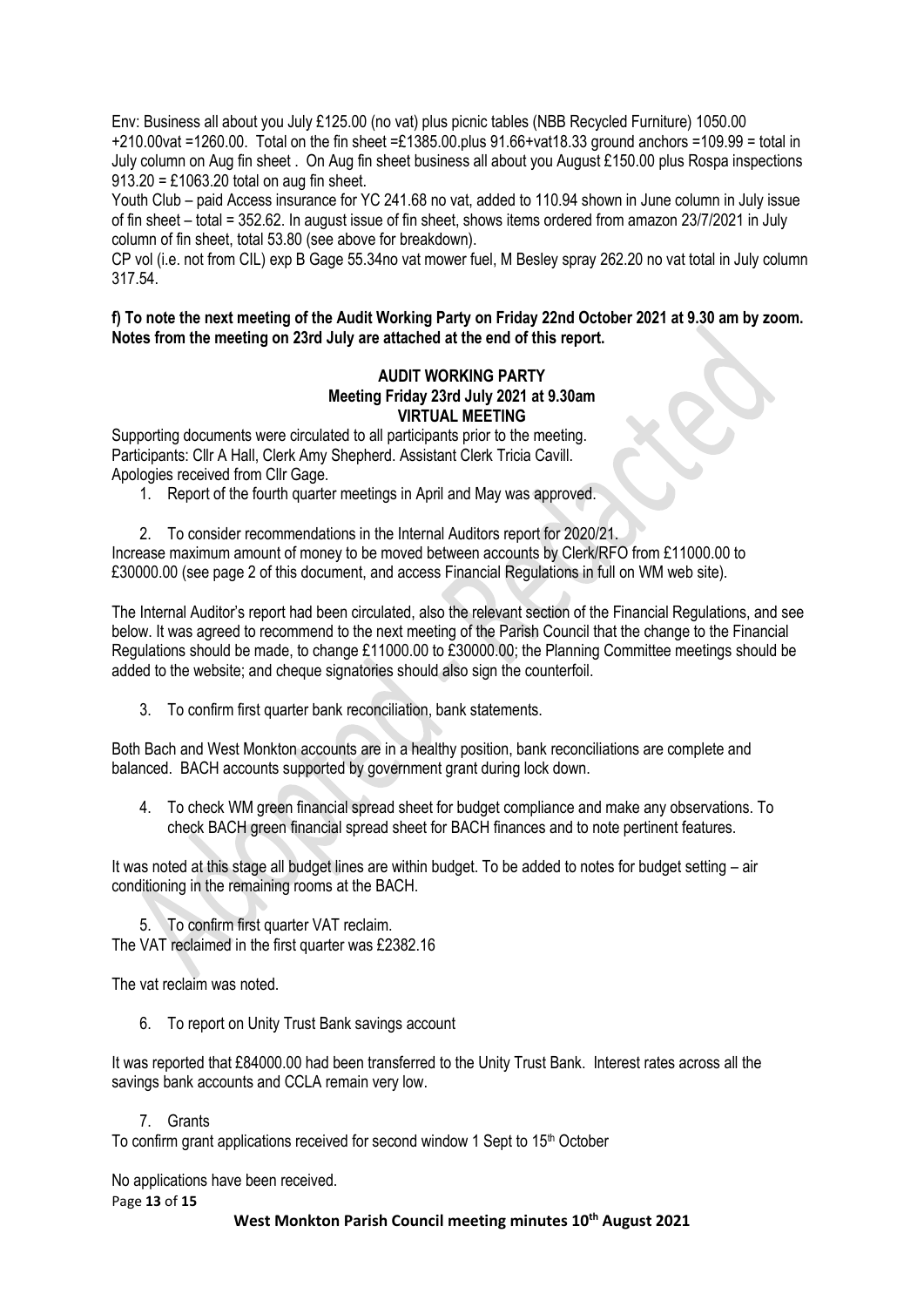Env: Business all about you July £125.00 (no vat) plus picnic tables (NBB Recycled Furniture) 1050.00 +210.00vat =1260.00. Total on the fin sheet =£1385.00.plus 91.66+vat18.33 ground anchors =109.99 = total in July column on Aug fin sheet . On Aug fin sheet business all about you August £150.00 plus Rospa inspections 913.20 = £1063.20 total on aug fin sheet.

Youth Club – paid Access insurance for YC 241.68 no vat, added to 110.94 shown in June column in July issue of fin sheet – total = 352.62. In august issue of fin sheet, shows items ordered from amazon 23/7/2021 in July column of fin sheet, total 53.80 (see above for breakdown).

CP vol (i.e. not from CIL) exp B Gage 55.34no vat mower fuel, M Besley spray 262.20 no vat total in July column 317.54.

**f) To note the next meeting of the Audit Working Party on Friday 22nd October 2021 at 9.30 am by zoom. Notes from the meeting on 23rd July are attached at the end of this report.**

**AUDIT WORKING PARTY**
**Meeting Friday 23rd July 2021 at 9.30am**
**VIRTUAL MEETING**

Supporting documents were circulated to all participants prior to the meeting.
Participants: Cllr A Hall, Clerk Amy Shepherd. Assistant Clerk Tricia Cavill.
Apologies received from Cllr Gage.

1. Report of the fourth quarter meetings in April and May was approved.

2. To consider recommendations in the Internal Auditors report for 2020/21.

Increase maximum amount of money to be moved between accounts by Clerk/RFO from £11000.00 to £30000.00 (see page 2 of this document, and access Financial Regulations in full on WM web site).

The Internal Auditor's report had been circulated, also the relevant section of the Financial Regulations, and see below. It was agreed to recommend to the next meeting of the Parish Council that the change to the Financial Regulations should be made, to change £11000.00 to £30000.00; the Planning Committee meetings should be added to the website; and cheque signatories should also sign the counterfoil.

3. To confirm first quarter bank reconciliation, bank statements.

Both Bach and West Monkton accounts are in a healthy position, bank reconciliations are complete and balanced. BACH accounts supported by government grant during lock down.

4. To check WM green financial spread sheet for budget compliance and make any observations. To check BACH green financial spread sheet for BACH finances and to note pertinent features.

It was noted at this stage all budget lines are within budget. To be added to notes for budget setting – air conditioning in the remaining rooms at the BACH.

5. To confirm first quarter VAT reclaim.

The VAT reclaimed in the first quarter was £2382.16

The vat reclaim was noted.

6. To report on Unity Trust Bank savings account

It was reported that £84000.00 had been transferred to the Unity Trust Bank. Interest rates across all the savings bank accounts and CCLA remain very low.

7. Grants

To confirm grant applications received for second window 1 Sept to 15th October

No applications have been received.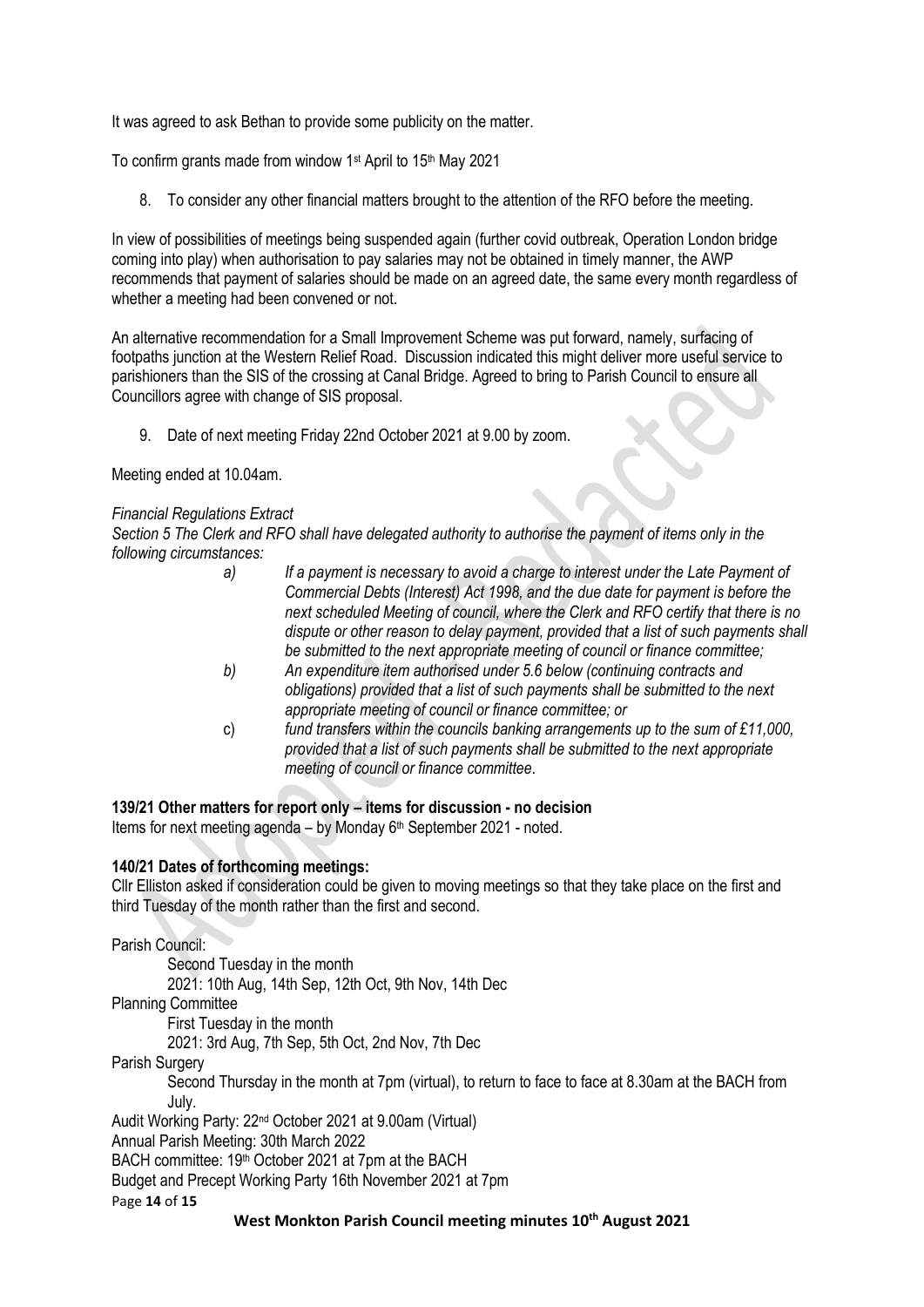It was agreed to ask Bethan to provide some publicity on the matter.

To confirm grants made from window 1st April to 15th May 2021

8. To consider any other financial matters brought to the attention of the RFO before the meeting.

In view of possibilities of meetings being suspended again (further covid outbreak, Operation London bridge coming into play) when authorisation to pay salaries may not be obtained in timely manner, the AWP recommends that payment of salaries should be made on an agreed date, the same every month regardless of whether a meeting had been convened or not.

An alternative recommendation for a Small Improvement Scheme was put forward, namely, surfacing of footpaths junction at the Western Relief Road. Discussion indicated this might deliver more useful service to parishioners than the SIS of the crossing at Canal Bridge. Agreed to bring to Parish Council to ensure all Councillors agree with change of SIS proposal.

9. Date of next meeting Friday 22nd October 2021 at 9.00 by zoom.

Meeting ended at 10.04am.

*Financial Regulations Extract*

*Section 5 The Clerk and RFO shall have delegated authority to authorise the payment of items only in the following circumstances:*

- *a) If a payment is necessary to avoid a charge to interest under the Late Payment of Commercial Debts (Interest) Act 1998, and the due date for payment is before the next scheduled Meeting of council, where the Clerk and RFO certify that there is no dispute or other reason to delay payment, provided that a list of such payments shall be submitted to the next appropriate meeting of council or finance committee;*
- *b) An expenditure item authorised under 5.6 below (continuing contracts and obligations) provided that a list of such payments shall be submitted to the next appropriate meeting of council or finance committee; or*
- c) *fund transfers within the councils banking arrangements up to the sum of £11,000, provided that a list of such payments shall be submitted to the next appropriate meeting of council or finance committee*.

**139/21 Other matters for report only – items for discussion - no decision**

Items for next meeting agenda – by Monday 6th September 2021 - noted.

**140/21 Dates of forthcoming meetings:**

Cllr Elliston asked if consideration could be given to moving meetings so that they take place on the first and third Tuesday of the month rather than the first and second.

Parish Council:
Second Tuesday in the month
2021: 10th Aug, 14th Sep, 12th Oct, 9th Nov, 14th Dec

Planning Committee
First Tuesday in the month
2021: 3rd Aug, 7th Sep, 5th Oct, 2nd Nov, 7th Dec

Parish Surgery
Second Thursday in the month at 7pm (virtual), to return to face to face at 8.30am at the BACH from July.

Audit Working Party: 22nd October 2021 at 9.00am (Virtual)

Annual Parish Meeting: 30th March 2022

BACH committee: 19th October 2021 at 7pm at the BACH

Budget and Precept Working Party 16th November 2021 at 7pm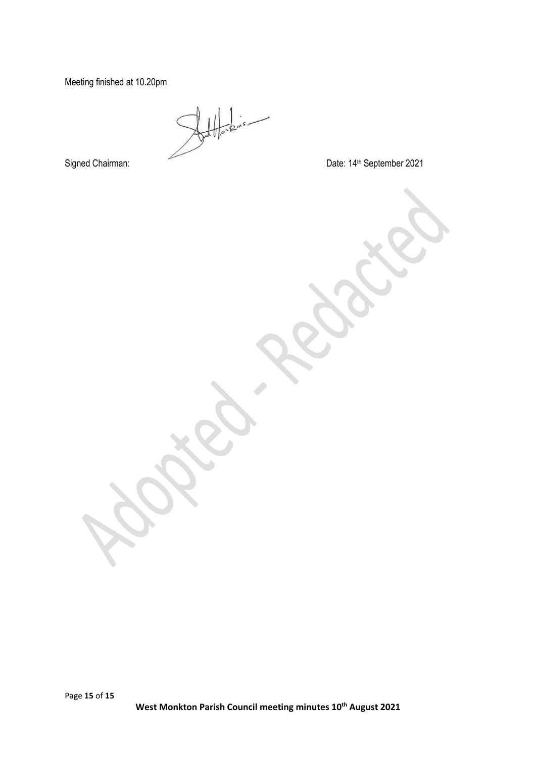Meeting finished at 10.20pm

Signed Chairman: Date: 14th September 2021